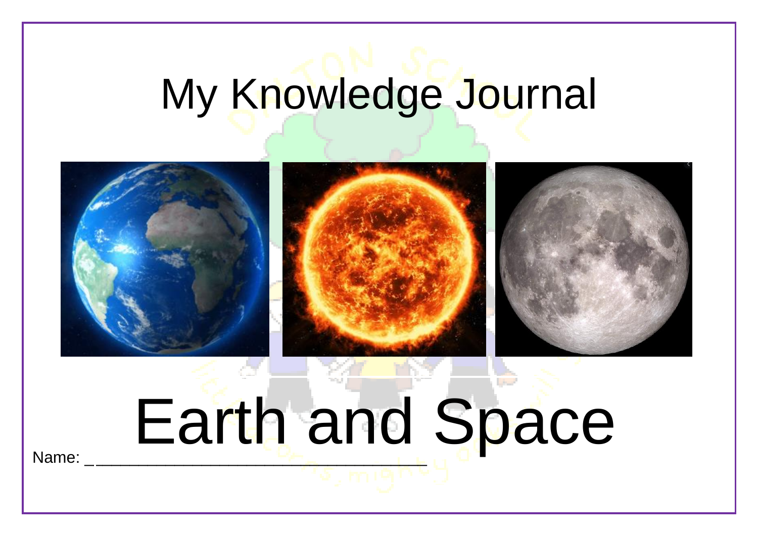# My Knowledge Journal

# Earth and Space

Name: ________________________________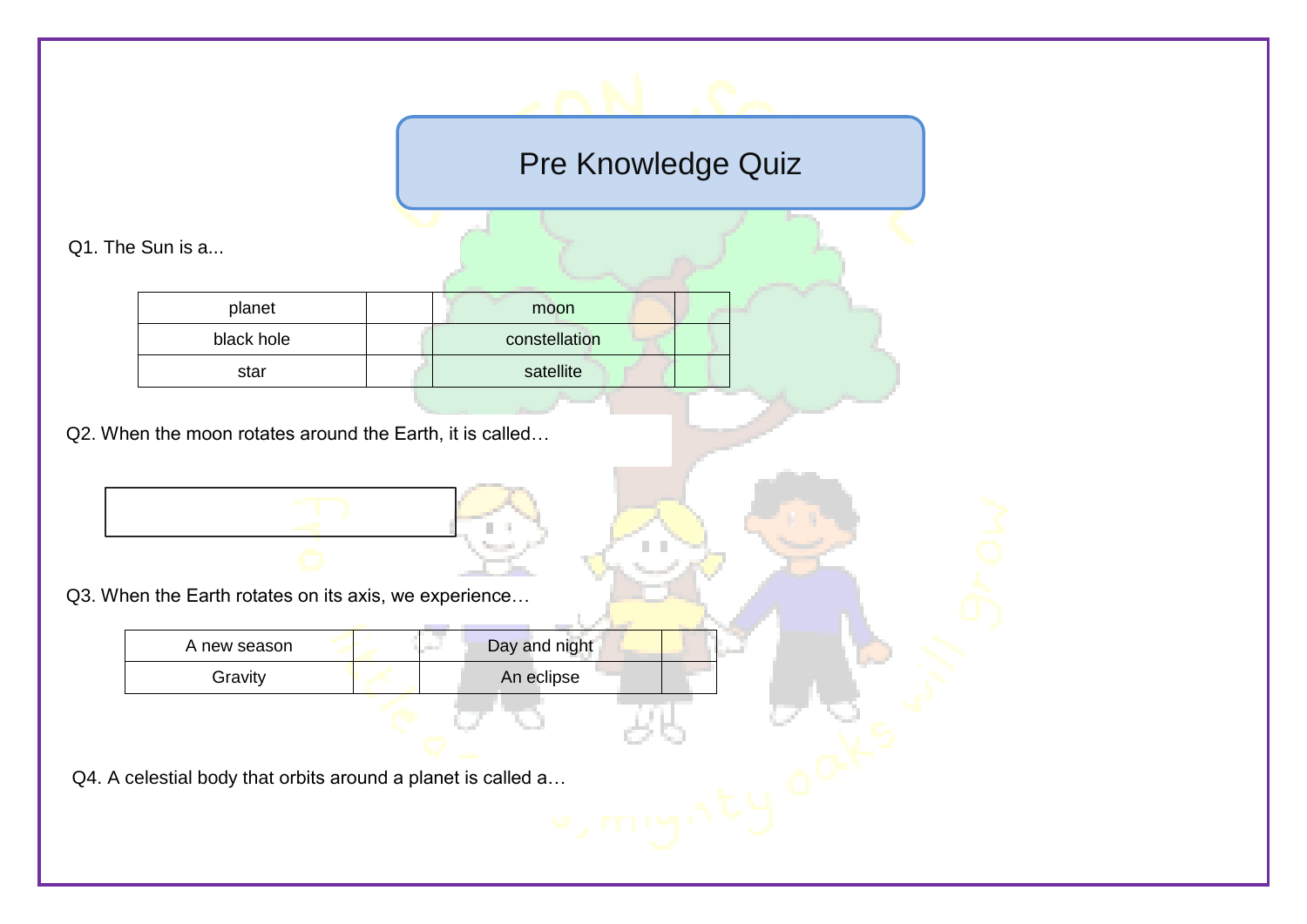# Pre Knowledge Quiz

Q1. The Sun is a...

| | | | |
|---|---|---|---|
| planet | | moon | |
| black hole | | constellation | |
| star | | satellite | |

Q2. When the moon rotates around the Earth, it is called…

Q3. When the Earth rotates on its axis, we experience…

| | | | |
|---|---|---|---|
| A new season | | Day and night | |
| Gravity | | An eclipse | |

Q4. A celestial body that orbits around a planet is called a…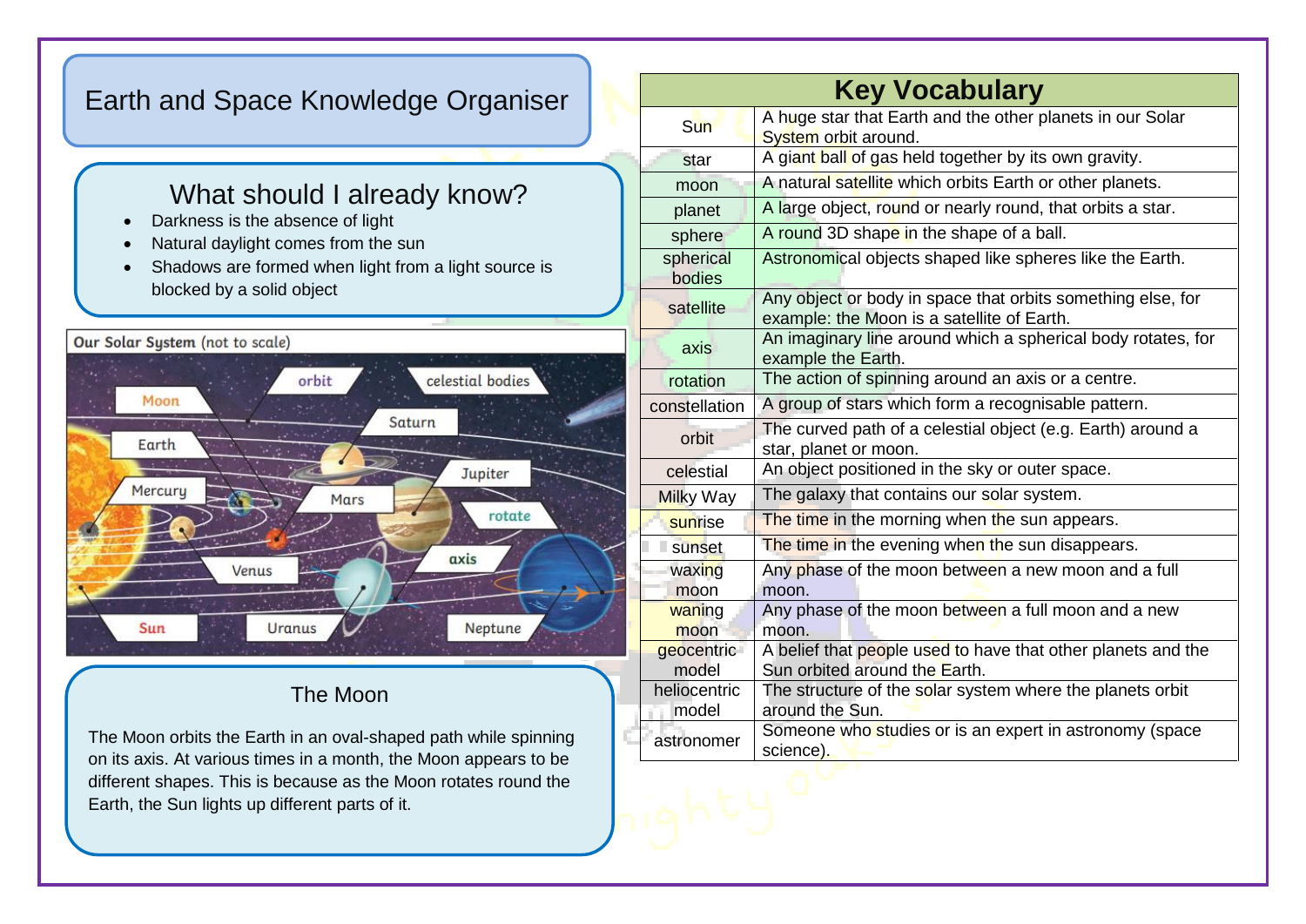# Earth and Space Knowledge Organiser

## What should I already know?

- Darkness is the absence of light
- Natural daylight comes from the sun
- Shadows are formed when light from a light source is blocked by a solid object

**Our Solar System** (not to scale)

orbit, celestial bodies, Moon, Earth, Saturn, Jupiter, Mercury, Mars, rotate, axis, Venus, Sun, Uranus, Neptune

## The Moon

The Moon orbits the Earth in an oval-shaped path while spinning on its axis. At various times in a month, the Moon appears to be different shapes. This is because as the Moon rotates round the Earth, the Sun lights up different parts of it.

## Key Vocabulary

| Key Vocabulary | |
|---|---|
| Sun | A huge star that Earth and the other planets in our Solar System orbit around. |
| star | A giant ball of gas held together by its own gravity. |
| moon | A natural satellite which orbits Earth or other planets. |
| planet | A large object, round or nearly round, that orbits a star. |
| sphere | A round 3D shape in the shape of a ball. |
| spherical bodies | Astronomical objects shaped like spheres like the Earth. |
| satellite | Any object or body in space that orbits something else, for example: the Moon is a satellite of Earth. |
| axis | An imaginary line around which a spherical body rotates, for example the Earth. |
| rotation | The action of spinning around an axis or a centre. |
| constellation | A group of stars which form a recognisable pattern. |
| orbit | The curved path of a celestial object (e.g. Earth) around a star, planet or moon. |
| celestial | An object positioned in the sky or outer space. |
| Milky Way | The galaxy that contains our solar system. |
| sunrise | The time in the morning when the sun appears. |
| sunset | The time in the evening when the sun disappears. |
| waxing moon | Any phase of the moon between a new moon and a full moon. |
| waning moon | Any phase of the moon between a full moon and a new moon. |
| geocentric model | A belief that people used to have that other planets and the Sun orbited around the Earth. |
| heliocentric model | The structure of the solar system where the planets orbit around the Sun. |
| astronomer | Someone who studies or is an expert in astronomy (space science). |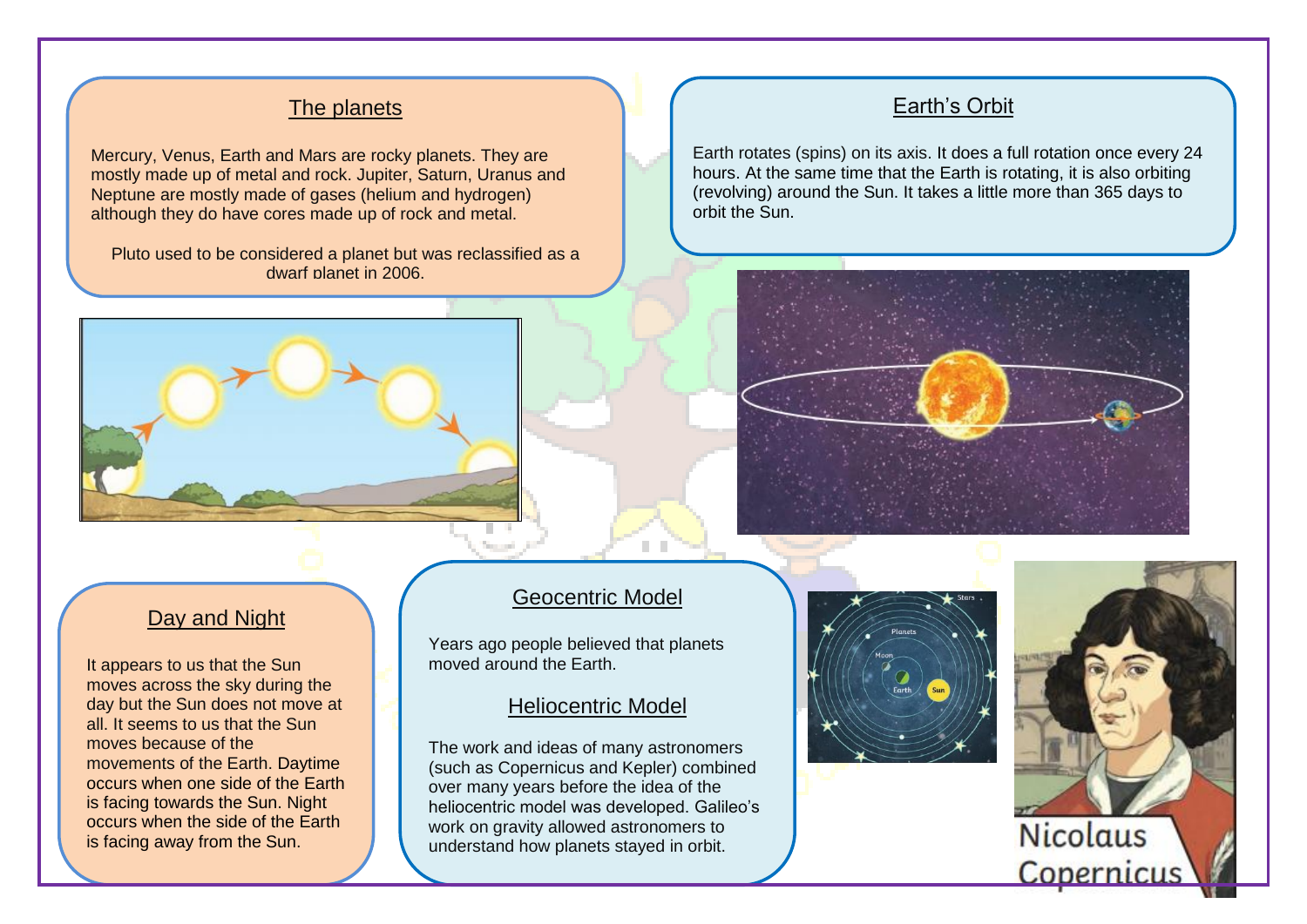## The planets

Mercury, Venus, Earth and Mars are rocky planets. They are mostly made up of metal and rock. Jupiter, Saturn, Uranus and Neptune are mostly made of gases (helium and hydrogen) although they do have cores made up of rock and metal.

Pluto used to be considered a planet but was reclassified as a dwarf planet in 2006.

## Earth's Orbit

Earth rotates (spins) on its axis. It does a full rotation once every 24 hours. At the same time that the Earth is rotating, it is also orbiting (revolving) around the Sun. It takes a little more than 365 days to orbit the Sun.

## Day and Night

It appears to us that the Sun moves across the sky during the day but the Sun does not move at all. It seems to us that the Sun moves because of the movements of the Earth. Daytime occurs when one side of the Earth is facing towards the Sun. Night occurs when the side of the Earth is facing away from the Sun.

## Geocentric Model

Years ago people believed that planets moved around the Earth.

## Heliocentric Model

The work and ideas of many astronomers (such as Copernicus and Kepler) combined over many years before the idea of the heliocentric model was developed. Galileo's work on gravity allowed astronomers to understand how planets stayed in orbit.

Nicolaus Copernicus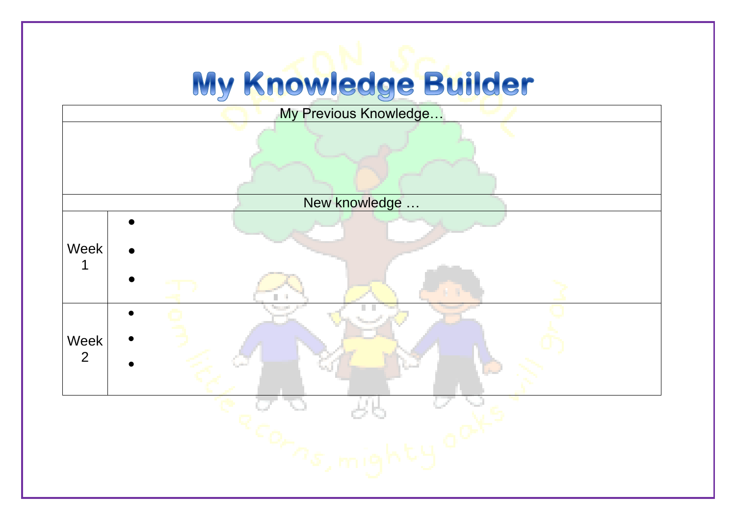# My Knowledge Builder

| My Previous Knowledge… | |
|---|---|
| | |
| **New knowledge …** | |
| Week 1 | • <br> • <br> • |
| Week 2 | • <br> • <br> • |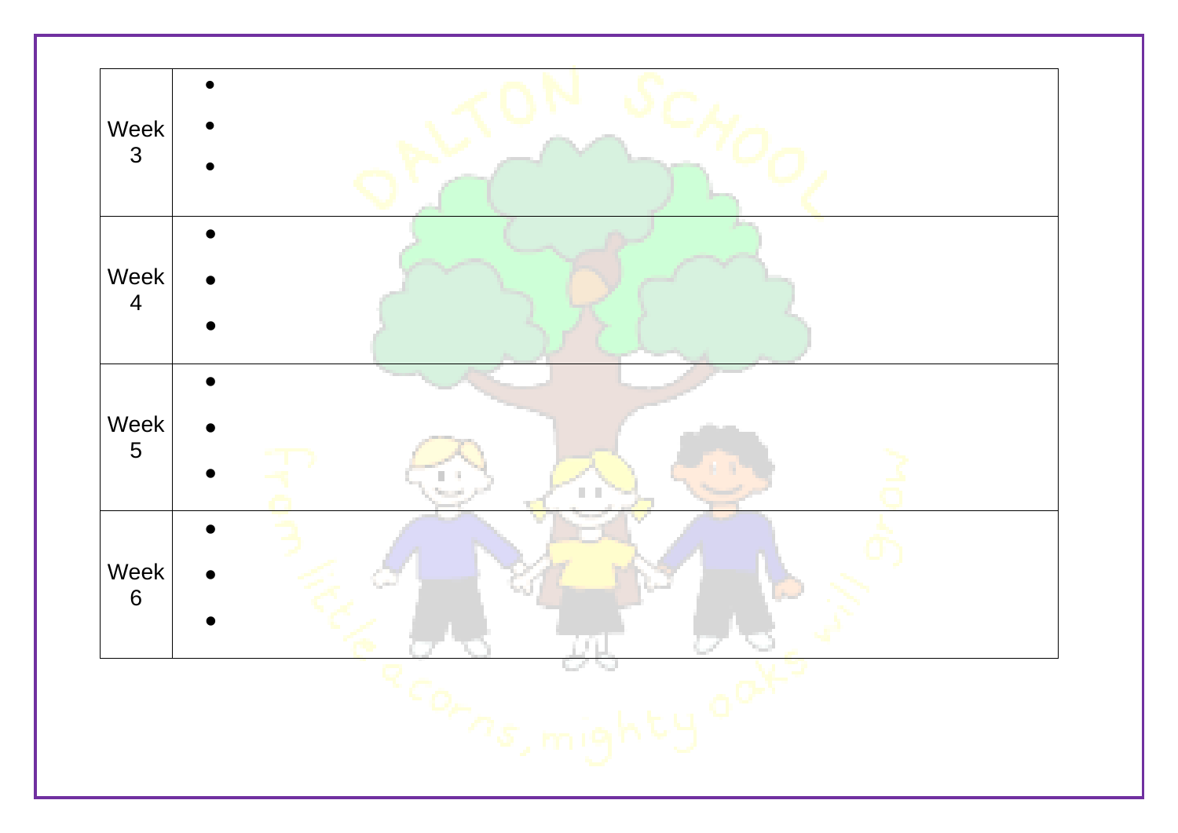| | |
|---|---|
| Week 3 | • <br> • <br> • |
| Week 4 | • <br> • <br> • |
| Week 5 | • <br> • <br> • |
| Week 6 | • <br> • <br> • |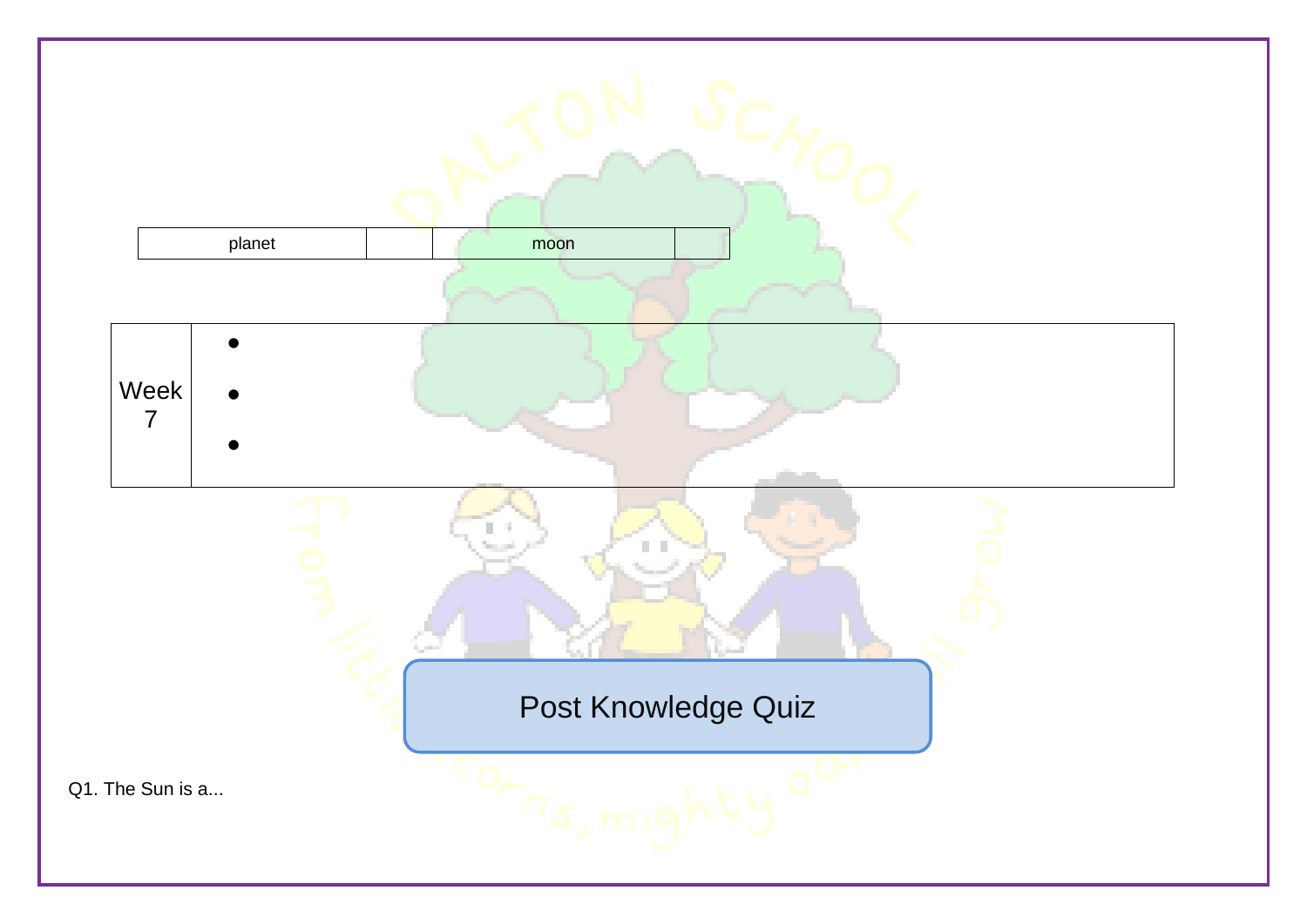| planet | | moon | |
|---|---|---|---|

| Week 7 | • <br> • <br> • |
|---|---|

Post Knowledge Quiz

Q1. The Sun is a...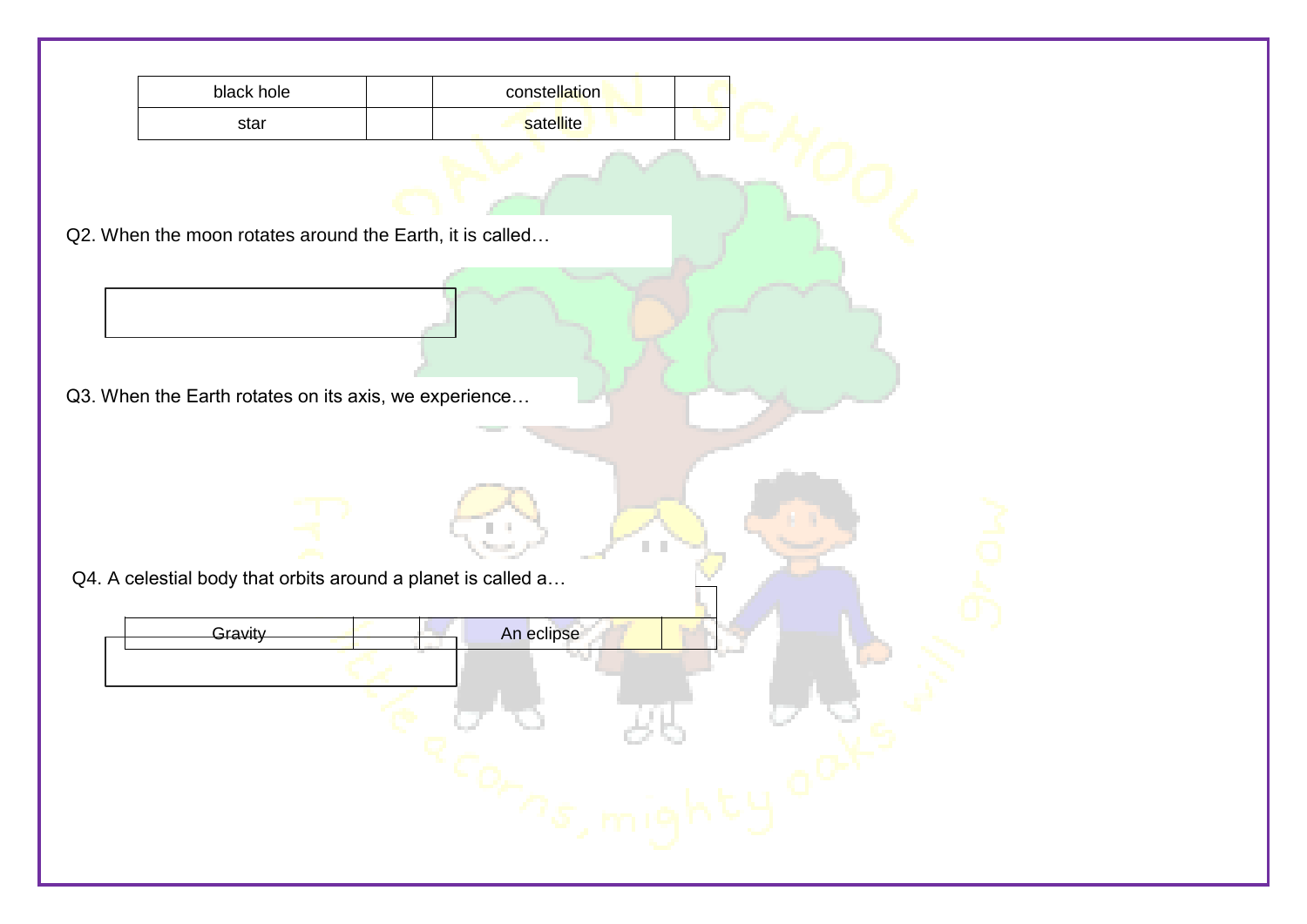| | | | |
|---|---|---|---|
| black hole | | constellation | |
| star | | satellite | |

Q2. When the moon rotates around the Earth, it is called…

Q3. When the Earth rotates on its axis, we experience…

Q4. A celestial body that orbits around a planet is called a…

| | | | |
|---|---|---|---|
| Gravity | | An eclipse | |